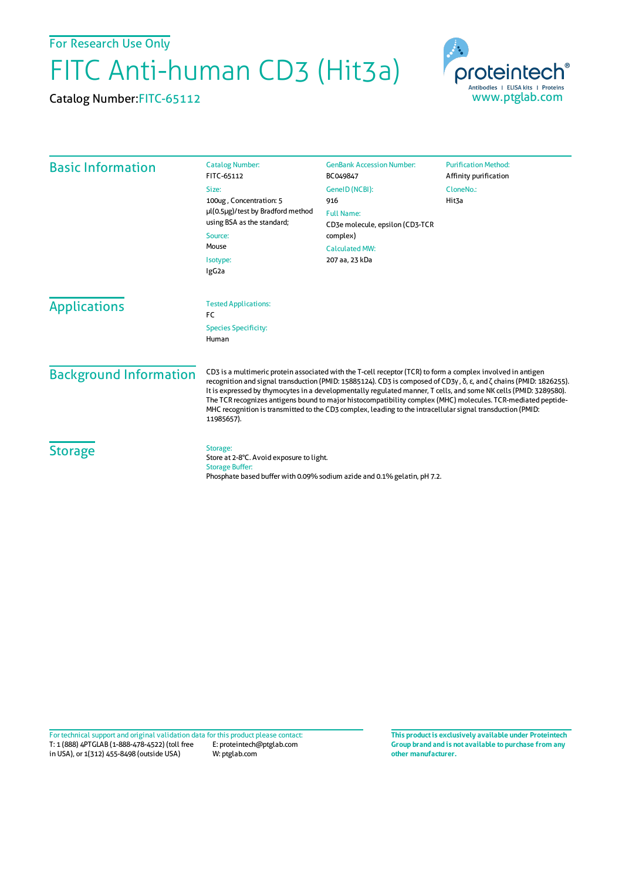For Research Use Only

# FITC Anti-human CD3 (Hit3a)

Catalog Number:FITC-65112

proteintech®
Antibodies | ELISA kits | Proteins
www.ptglab.com

## Basic Information

Catalog Number:
FITC-65112

Size:
100ug , Concentration: 5 μl(0.5μg)/test by Bradford method using BSA as the standard;

Source:
Mouse

Isotype:
IgG2a

GenBank Accession Number:
BC049847

GeneID (NCBI):
916

Full Name:
CD3e molecule, epsilon (CD3-TCR complex)

Calculated MW:
207 aa, 23 kDa

Purification Method:
Affinity purification

CloneNo.:
Hit3a

## Applications

Tested Applications:
FC

Species Specificity:
Human

## Background Information

CD3 is a multimeric protein associated with the T-cell receptor (TCR) to form a complex involved in antigen recognition and signal transduction (PMID: 15885124). CD3 is composed of CD3γ, δ, ε, and ζ chains (PMID: 1826255). It is expressed by thymocytes in a developmentally regulated manner, T cells, and some NK cells (PMID: 3289580). The TCR recognizes antigens bound to major histocompatibility complex (MHC) molecules. TCR-mediated peptide-MHC recognition is transmitted to the CD3 complex, leading to the intracellular signal transduction (PMID: 11985657).

## Storage

Storage:
Store at 2-8°C. Avoid exposure to light.

Storage Buffer:
Phosphate based buffer with 0.09% sodium azide and 0.1% gelatin, pH 7.2.

For technical support and original validation data for this product please contact:
T: 1 (888) 4PTGLAB (1-888-478-4522) (toll free in USA), or 1(312) 455-8498 (outside USA)
E: proteintech@ptglab.com
W: ptglab.com

**This product is exclusively available under Proteintech Group brand and is not available to purchase from any other manufacturer.**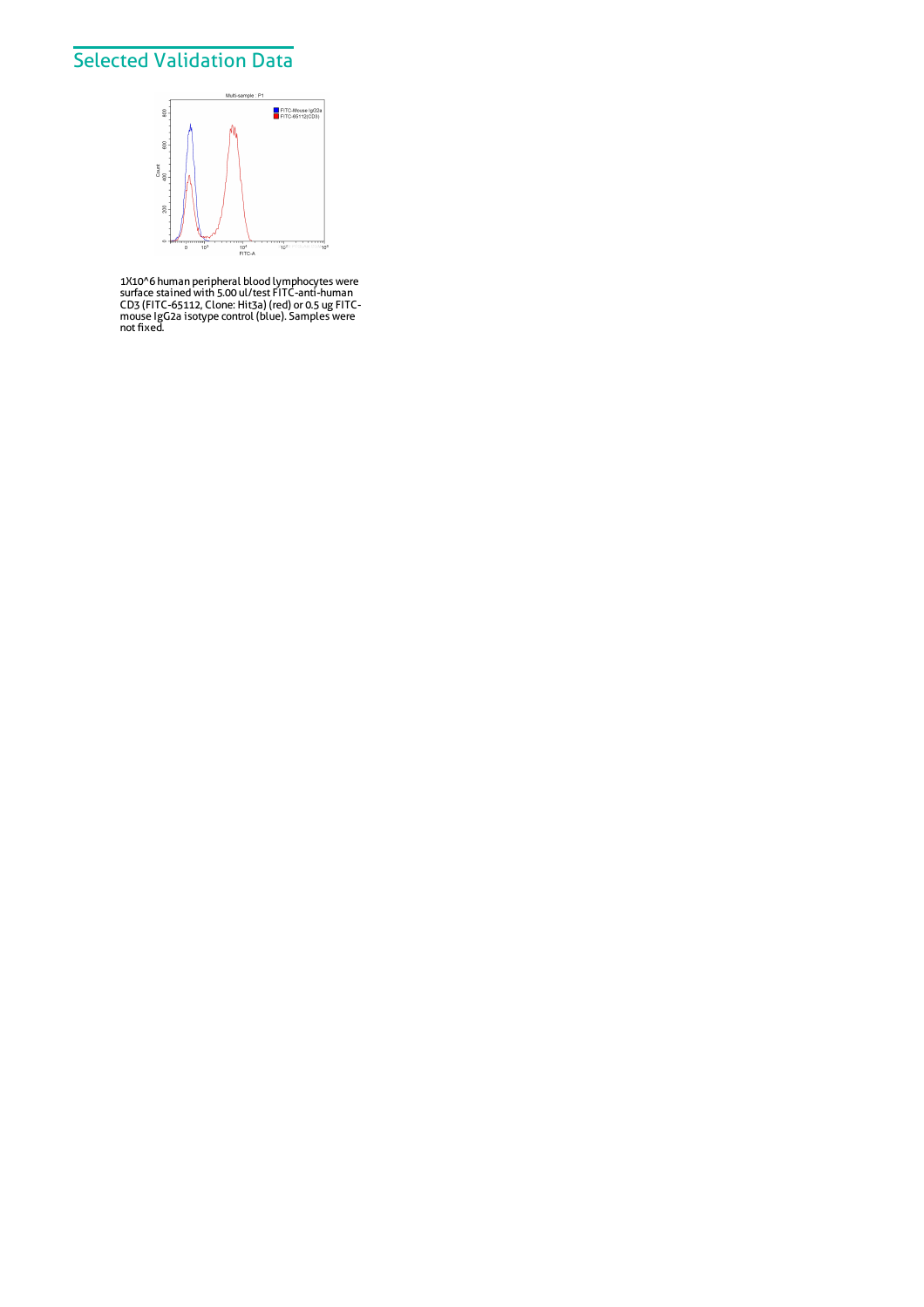## Selected Validation Data

Multi-sample : P1

FITC-Mouse IgG2a
FITC-65112(CD3)

Count

800
600
400
200
0

0 $10^3$ $10^4$ $10^5$

FITC-A

1X10^6 human peripheral blood lymphocytes were surface stained with 5.00 ul/test FITC-anti-human CD3 (FITC-65112, Clone: Hit3a) (red) or 0.5 ug FITC-mouse IgG2a isotype control (blue). Samples were not fixed.